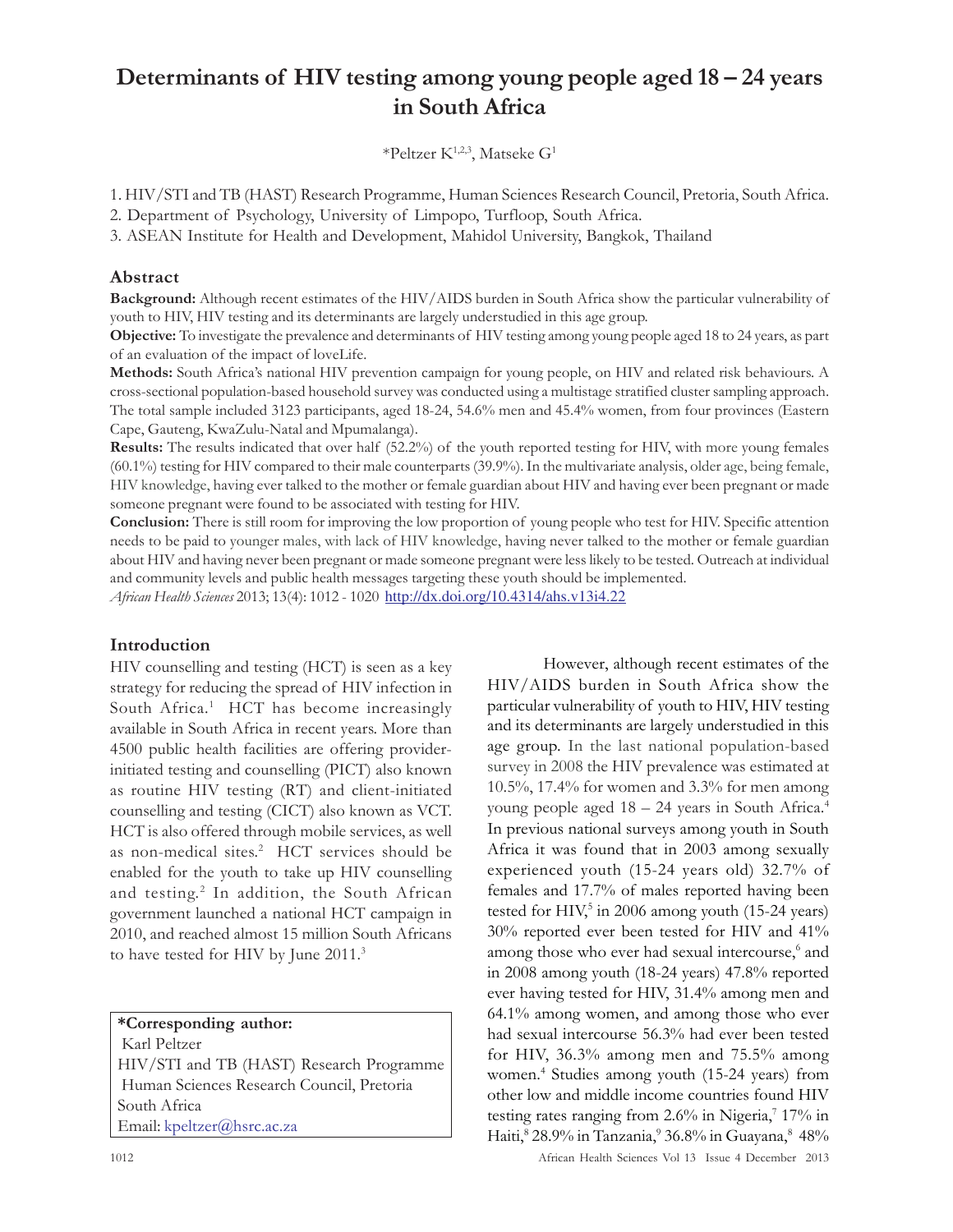# Determinants of HIV testing among young people aged 18 – 24 years in South Africa

*Peltzer K[1,2,3], Matseke G[1]

1. HIV/STI and TB (HAST) Research Programme, Human Sciences Research Council, Pretoria, South Africa.
2. Department of Psychology, University of Limpopo, Turfloop, South Africa.
3. ASEAN Institute for Health and Development, Mahidol University, Bangkok, Thailand

## Abstract

**Background:** Although recent estimates of the HIV/AIDS burden in South Africa show the particular vulnerability of youth to HIV, HIV testing and its determinants are largely understudied in this age group.

**Objective:** To investigate the prevalence and determinants of HIV testing among young people aged 18 to 24 years, as part of an evaluation of the impact of loveLife.

**Methods:** South Africa's national HIV prevention campaign for young people, on HIV and related risk behaviours. A cross-sectional population-based household survey was conducted using a multistage stratified cluster sampling approach. The total sample included 3123 participants, aged 18-24, 54.6% men and 45.4% women, from four provinces (Eastern Cape, Gauteng, KwaZulu-Natal and Mpumalanga).

**Results:** The results indicated that over half (52.2%) of the youth reported testing for HIV, with more young females (60.1%) testing for HIV compared to their male counterparts (39.9%). In the multivariate analysis, older age, being female, HIV knowledge, having ever talked to the mother or female guardian about HIV and having ever been pregnant or made someone pregnant were found to be associated with testing for HIV.

**Conclusion:** There is still room for improving the low proportion of young people who test for HIV. Specific attention needs to be paid to younger males, with lack of HIV knowledge, having never talked to the mother or female guardian about HIV and having never been pregnant or made someone pregnant were less likely to be tested. Outreach at individual and community levels and public health messages targeting these youth should be implemented.

*African Health Sciences* 2013; 13(4): 1012 - 1020 http://dx.doi.org/10.4314/ahs.v13i4.22

## Introduction

HIV counselling and testing (HCT) is seen as a key strategy for reducing the spread of HIV infection in South Africa.[1] HCT has become increasingly available in South Africa in recent years. More than 4500 public health facilities are offering provider-initiated testing and counselling (PICT) also known as routine HIV testing (RT) and client-initiated counselling and testing (CICT) also known as VCT. HCT is also offered through mobile services, as well as non-medical sites.[2] HCT services should be enabled for the youth to take up HIV counselling and testing.[2] In addition, the South African government launched a national HCT campaign in 2010, and reached almost 15 million South Africans to have tested for HIV by June 2011.[3]

**\*Corresponding author:**
Karl Peltzer
HIV/STI and TB (HAST) Research Programme
Human Sciences Research Council, Pretoria
South Africa
Email: kpeltzer@hsrc.ac.za

However, although recent estimates of the HIV/AIDS burden in South Africa show the particular vulnerability of youth to HIV, HIV testing and its determinants are largely understudied in this age group. In the last national population-based survey in 2008 the HIV prevalence was estimated at 10.5%, 17.4% for women and 3.3% for men among young people aged 18 – 24 years in South Africa.[4] In previous national surveys among youth in South Africa it was found that in 2003 among sexually experienced youth (15-24 years old) 32.7% of females and 17.7% of males reported having been tested for HIV,[5] in 2006 among youth (15-24 years) 30% reported ever been tested for HIV and 41% among those who ever had sexual intercourse,[6] and in 2008 among youth (18-24 years) 47.8% reported ever having tested for HIV, 31.4% among men and 64.1% among women, and among those who ever had sexual intercourse 56.3% had ever been tested for HIV, 36.3% among men and 75.5% among women.[4] Studies among youth (15-24 years) from other low and middle income countries found HIV testing rates ranging from 2.6% in Nigeria,[7] 17% in Haiti,[8] 28.9% in Tanzania,[9] 36.8% in Guayana,[8] 48%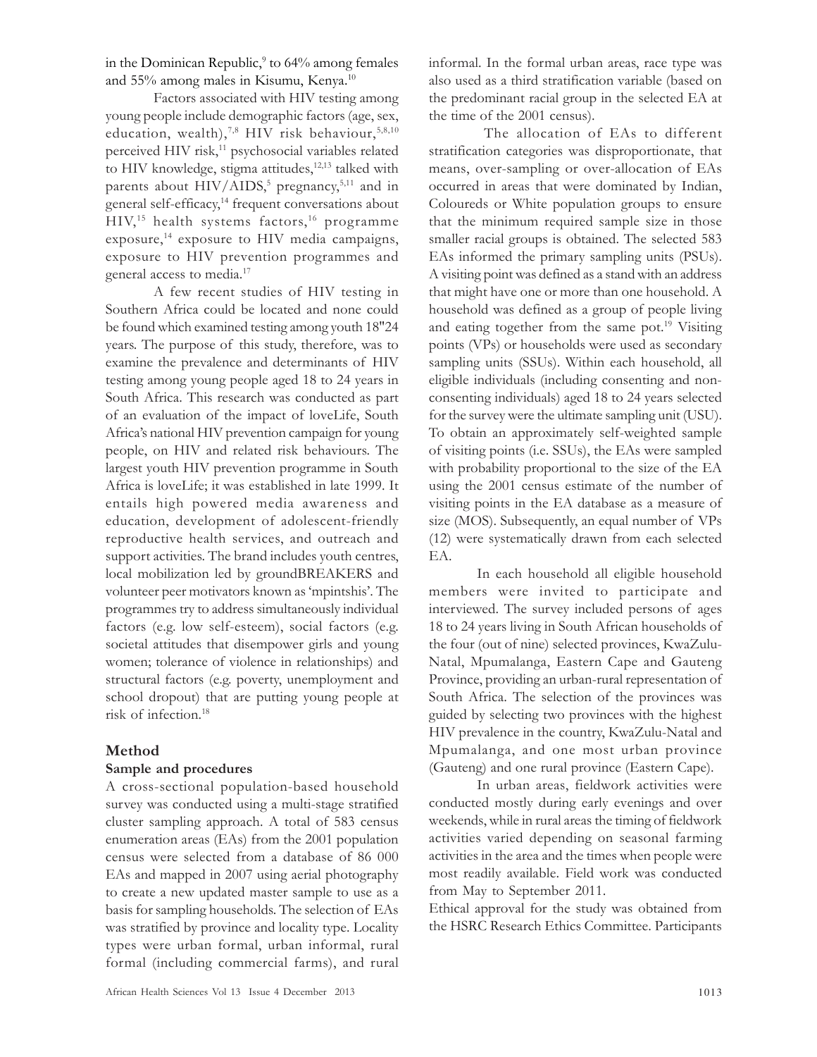in the Dominican Republic,[9] to 64% among females and 55% among males in Kisumu, Kenya.[10]

Factors associated with HIV testing among young people include demographic factors (age, sex, education, wealth),[7,8] HIV risk behaviour,[5,8,10] perceived HIV risk,[11] psychosocial variables related to HIV knowledge, stigma attitudes,[12,13] talked with parents about HIV/AIDS,[5] pregnancy,[5,11] and in general self-efficacy,[14] frequent conversations about HIV,[15] health systems factors,[16] programme exposure,[14] exposure to HIV media campaigns, exposure to HIV prevention programmes and general access to media.[17]

A few recent studies of HIV testing in Southern Africa could be located and none could be found which examined testing among youth 18"24 years. The purpose of this study, therefore, was to examine the prevalence and determinants of HIV testing among young people aged 18 to 24 years in South Africa. This research was conducted as part of an evaluation of the impact of loveLife, South Africa's national HIV prevention campaign for young people, on HIV and related risk behaviours. The largest youth HIV prevention programme in South Africa is loveLife; it was established in late 1999. It entails high powered media awareness and education, development of adolescent-friendly reproductive health services, and outreach and support activities. The brand includes youth centres, local mobilization led by groundBREAKERS and volunteer peer motivators known as 'mpintshis'. The programmes try to address simultaneously individual factors (e.g. low self-esteem), social factors (e.g. societal attitudes that disempower girls and young women; tolerance of violence in relationships) and structural factors (e.g. poverty, unemployment and school dropout) that are putting young people at risk of infection.[18]

## Method

### Sample and procedures

A cross-sectional population-based household survey was conducted using a multi-stage stratified cluster sampling approach. A total of 583 census enumeration areas (EAs) from the 2001 population census were selected from a database of 86 000 EAs and mapped in 2007 using aerial photography to create a new updated master sample to use as a basis for sampling households. The selection of EAs was stratified by province and locality type. Locality types were urban formal, urban informal, rural formal (including commercial farms), and rural informal. In the formal urban areas, race type was also used as a third stratification variable (based on the predominant racial group in the selected EA at the time of the 2001 census).

The allocation of EAs to different stratification categories was disproportionate, that means, over-sampling or over-allocation of EAs occurred in areas that were dominated by Indian, Coloureds or White population groups to ensure that the minimum required sample size in those smaller racial groups is obtained. The selected 583 EAs informed the primary sampling units (PSUs). A visiting point was defined as a stand with an address that might have one or more than one household. A household was defined as a group of people living and eating together from the same pot.[19] Visiting points (VPs) or households were used as secondary sampling units (SSUs). Within each household, all eligible individuals (including consenting and non-consenting individuals) aged 18 to 24 years selected for the survey were the ultimate sampling unit (USU). To obtain an approximately self-weighted sample of visiting points (i.e. SSUs), the EAs were sampled with probability proportional to the size of the EA using the 2001 census estimate of the number of visiting points in the EA database as a measure of size (MOS). Subsequently, an equal number of VPs (12) were systematically drawn from each selected EA.

In each household all eligible household members were invited to participate and interviewed. The survey included persons of ages 18 to 24 years living in South African households of the four (out of nine) selected provinces, KwaZulu-Natal, Mpumalanga, Eastern Cape and Gauteng Province, providing an urban-rural representation of South Africa. The selection of the provinces was guided by selecting two provinces with the highest HIV prevalence in the country, KwaZulu-Natal and Mpumalanga, and one most urban province (Gauteng) and one rural province (Eastern Cape).

In urban areas, fieldwork activities were conducted mostly during early evenings and over weekends, while in rural areas the timing of fieldwork activities varied depending on seasonal farming activities in the area and the times when people were most readily available. Field work was conducted from May to September 2011.

Ethical approval for the study was obtained from the HSRC Research Ethics Committee. Participants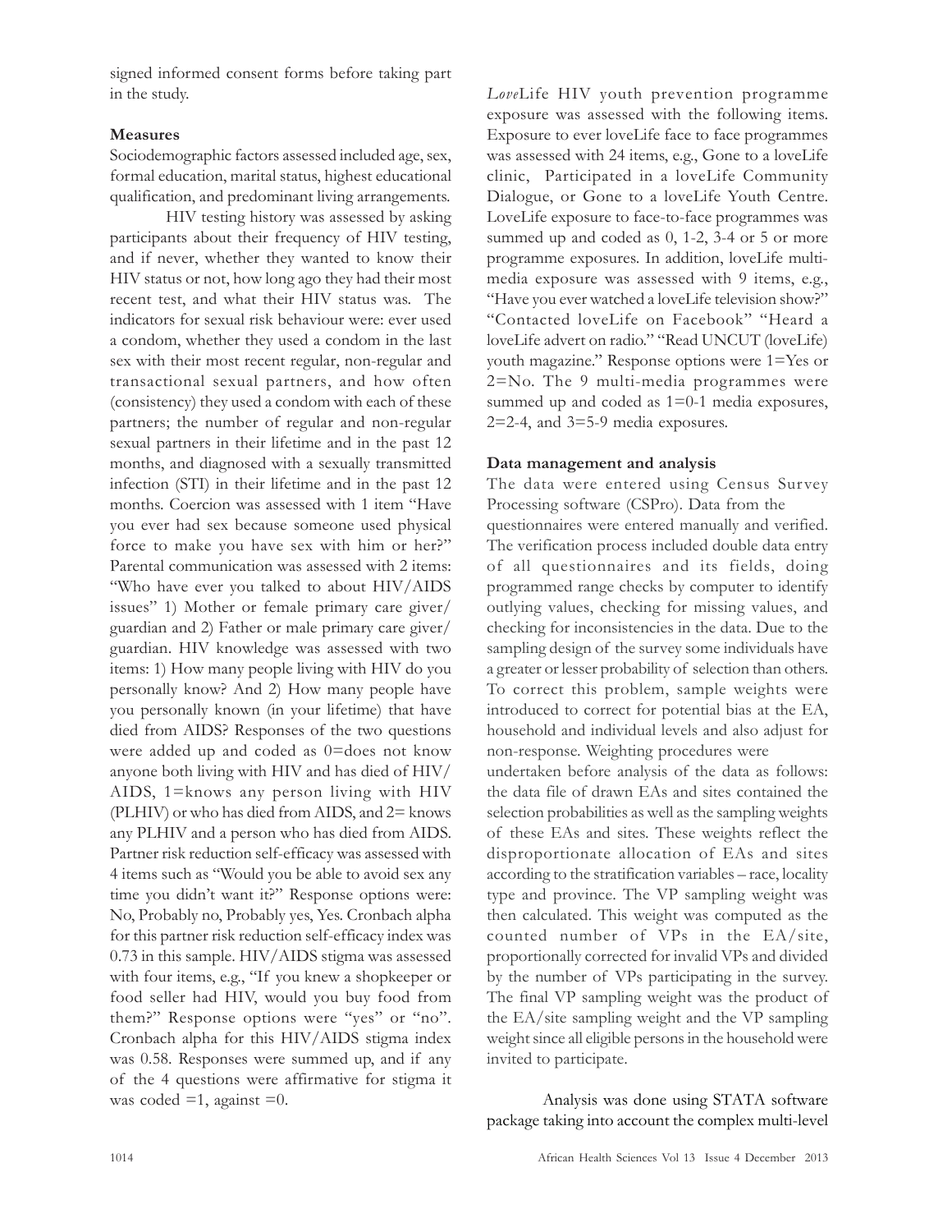signed informed consent forms before taking part in the study.

**Measures**

Sociodemographic factors assessed included age, sex, formal education, marital status, highest educational qualification, and predominant living arrangements.

HIV testing history was assessed by asking participants about their frequency of HIV testing, and if never, whether they wanted to know their HIV status or not, how long ago they had their most recent test, and what their HIV status was. The indicators for sexual risk behaviour were: ever used a condom, whether they used a condom in the last sex with their most recent regular, non-regular and transactional sexual partners, and how often (consistency) they used a condom with each of these partners; the number of regular and non-regular sexual partners in their lifetime and in the past 12 months, and diagnosed with a sexually transmitted infection (STI) in their lifetime and in the past 12 months. Coercion was assessed with 1 item "Have you ever had sex because someone used physical force to make you have sex with him or her?" Parental communication was assessed with 2 items: "Who have ever you talked to about HIV/AIDS issues" 1) Mother or female primary care giver/guardian and 2) Father or male primary care giver/guardian. HIV knowledge was assessed with two items: 1) How many people living with HIV do you personally know? And 2) How many people have you personally known (in your lifetime) that have died from AIDS? Responses of the two questions were added up and coded as 0=does not know anyone both living with HIV and has died of HIV/AIDS, 1=knows any person living with HIV (PLHIV) or who has died from AIDS, and 2= knows any PLHIV and a person who has died from AIDS. Partner risk reduction self-efficacy was assessed with 4 items such as "Would you be able to avoid sex any time you didn't want it?" Response options were: No, Probably no, Probably yes, Yes. Cronbach alpha for this partner risk reduction self-efficacy index was 0.73 in this sample. HIV/AIDS stigma was assessed with four items, e.g., "If you knew a shopkeeper or food seller had HIV, would you buy food from them?" Response options were "yes" or "no". Cronbach alpha for this HIV/AIDS stigma index was 0.58. Responses were summed up, and if any of the 4 questions were affirmative for stigma it was coded =1, against =0.

*Love*Life HIV youth prevention programme exposure was assessed with the following items. Exposure to ever loveLife face to face programmes was assessed with 24 items, e.g., Gone to a loveLife clinic, Participated in a loveLife Community Dialogue, or Gone to a loveLife Youth Centre. LoveLife exposure to face-to-face programmes was summed up and coded as 0, 1-2, 3-4 or 5 or more programme exposures. In addition, loveLife multi-media exposure was assessed with 9 items, e.g., "Have you ever watched a loveLife television show?" "Contacted loveLife on Facebook" "Heard a loveLife advert on radio." "Read UNCUT (loveLife) youth magazine." Response options were 1=Yes or 2=No. The 9 multi-media programmes were summed up and coded as 1=0-1 media exposures, 2=2-4, and 3=5-9 media exposures.

**Data management and analysis**

The data were entered using Census Survey Processing software (CSPro). Data from the questionnaires were entered manually and verified. The verification process included double data entry of all questionnaires and its fields, doing programmed range checks by computer to identify outlying values, checking for missing values, and checking for inconsistencies in the data. Due to the sampling design of the survey some individuals have a greater or lesser probability of selection than others. To correct this problem, sample weights were introduced to correct for potential bias at the EA, household and individual levels and also adjust for non-response. Weighting procedures were undertaken before analysis of the data as follows: the data file of drawn EAs and sites contained the selection probabilities as well as the sampling weights of these EAs and sites. These weights reflect the disproportionate allocation of EAs and sites according to the stratification variables – race, locality type and province. The VP sampling weight was then calculated. This weight was computed as the counted number of VPs in the EA/site, proportionally corrected for invalid VPs and divided by the number of VPs participating in the survey. The final VP sampling weight was the product of the EA/site sampling weight and the VP sampling weight since all eligible persons in the household were invited to participate.

Analysis was done using STATA software package taking into account the complex multi-level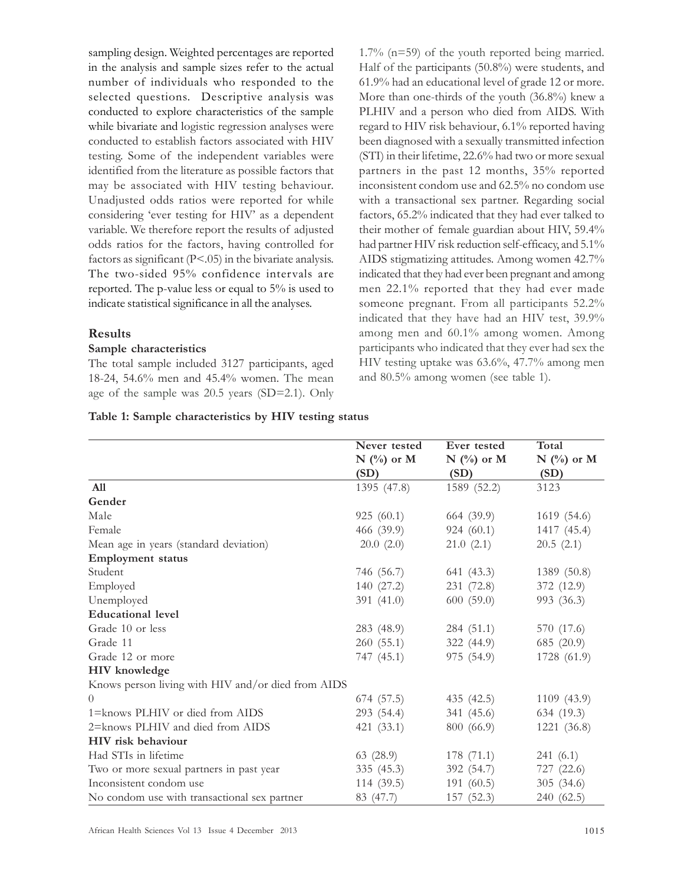sampling design. Weighted percentages are reported in the analysis and sample sizes refer to the actual number of individuals who responded to the selected questions. Descriptive analysis was conducted to explore characteristics of the sample while bivariate and logistic regression analyses were conducted to establish factors associated with HIV testing. Some of the independent variables were identified from the literature as possible factors that may be associated with HIV testing behaviour. Unadjusted odds ratios were reported for while considering 'ever testing for HIV' as a dependent variable. We therefore report the results of adjusted odds ratios for the factors, having controlled for factors as significant ($P<.05$) in the bivariate analysis. The two-sided 95% confidence intervals are reported. The p-value less or equal to 5% is used to indicate statistical significance in all the analyses.

## Results

### Sample characteristics

The total sample included 3127 participants, aged 18-24, 54.6% men and 45.4% women. The mean age of the sample was 20.5 years (SD=2.1). Only 1.7% (n=59) of the youth reported being married. Half of the participants (50.8%) were students, and 61.9% had an educational level of grade 12 or more. More than one-thirds of the youth (36.8%) knew a PLHIV and a person who died from AIDS. With regard to HIV risk behaviour, 6.1% reported having been diagnosed with a sexually transmitted infection (STI) in their lifetime, 22.6% had two or more sexual partners in the past 12 months, 35% reported inconsistent condom use and 62.5% no condom use with a transactional sex partner. Regarding social factors, 65.2% indicated that they had ever talked to their mother of female guardian about HIV, 59.4% had partner HIV risk reduction self-efficacy, and 5.1% AIDS stigmatizing attitudes. Among women 42.7% indicated that they had ever been pregnant and among men 22.1% reported that they had ever made someone pregnant. From all participants 52.2% indicated that they have had an HIV test, 39.9% among men and 60.1% among women. Among participants who indicated that they ever had sex the HIV testing uptake was 63.6%, 47.7% among men and 80.5% among women (see table 1).

**Table 1: Sample characteristics by HIV testing status**

| | Never tested N (%) or M (SD) | Ever tested N (%) or M (SD) | Total N (%) or M (SD) |
|---|---|---|---|
| **All** | 1395 (47.8) | 1589 (52.2) | 3123 |
| **Gender** | | | |
| Male | 925 (60.1) | 664 (39.9) | 1619 (54.6) |
| Female | 466 (39.9) | 924 (60.1) | 1417 (45.4) |
| Mean age in years (standard deviation) | 20.0 (2.0) | 21.0 (2.1) | 20.5 (2.1) |
| **Employment status** | | | |
| Student | 746 (56.7) | 641 (43.3) | 1389 (50.8) |
| Employed | 140 (27.2) | 231 (72.8) | 372 (12.9) |
| Unemployed | 391 (41.0) | 600 (59.0) | 993 (36.3) |
| **Educational level** | | | |
| Grade 10 or less | 283 (48.9) | 284 (51.1) | 570 (17.6) |
| Grade 11 | 260 (55.1) | 322 (44.9) | 685 (20.9) |
| Grade 12 or more | 747 (45.1) | 975 (54.9) | 1728 (61.9) |
| **HIV knowledge** | | | |
| Knows person living with HIV and/or died from AIDS | | | |
| 0 | 674 (57.5) | 435 (42.5) | 1109 (43.9) |
| 1=knows PLHIV or died from AIDS | 293 (54.4) | 341 (45.6) | 634 (19.3) |
| 2=knows PLHIV and died from AIDS | 421 (33.1) | 800 (66.9) | 1221 (36.8) |
| **HIV risk behaviour** | | | |
| Had STIs in lifetime | 63 (28.9) | 178 (71.1) | 241 (6.1) |
| Two or more sexual partners in past year | 335 (45.3) | 392 (54.7) | 727 (22.6) |
| Inconsistent condom use | 114 (39.5) | 191 (60.5) | 305 (34.6) |
| No condom use with transactional sex partner | 83 (47.7) | 157 (52.3) | 240 (62.5) |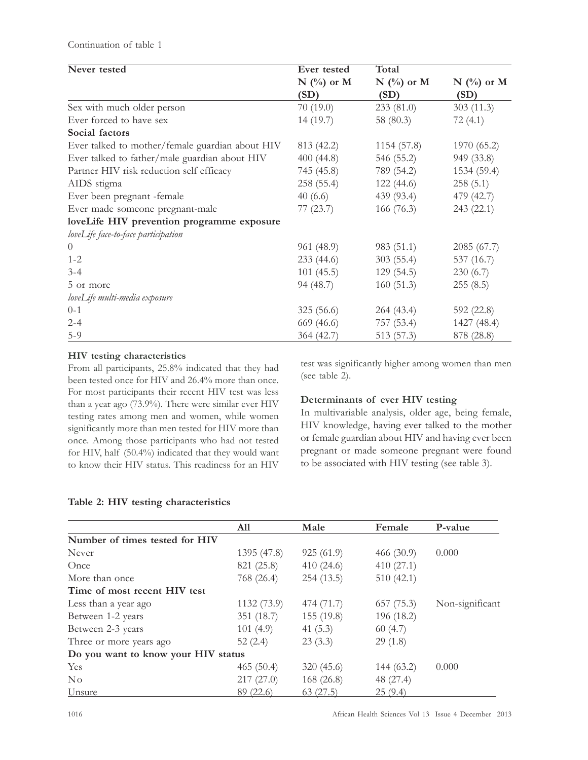Continuation of table 1

| Never tested | Ever tested | Total | |
|---|---|---|---|
| | N (%) or M (SD) | N (%) or M (SD) | N (%) or M (SD) |
| Sex with much older person | 70 (19.0) | 233 (81.0) | 303 (11.3) |
| Ever forced to have sex | 14 (19.7) | 58 (80.3) | 72 (4.1) |
| **Social factors** | | | |
| Ever talked to mother/female guardian about HIV | 813 (42.2) | 1154 (57.8) | 1970 (65.2) |
| Ever talked to father/male guardian about HIV | 400 (44.8) | 546 (55.2) | 949 (33.8) |
| Partner HIV risk reduction self efficacy | 745 (45.8) | 789 (54.2) | 1534 (59.4) |
| AIDS stigma | 258 (55.4) | 122 (44.6) | 258 (5.1) |
| Ever been pregnant -female | 40 (6.6) | 439 (93.4) | 479 (42.7) |
| Ever made someone pregnant-male | 77 (23.7) | 166 (76.3) | 243 (22.1) |
| **loveLife HIV prevention programme exposure** | | | |
| *loveLife face-to-face participation* | | | |
| 0 | 961 (48.9) | 983 (51.1) | 2085 (67.7) |
| 1-2 | 233 (44.6) | 303 (55.4) | 537 (16.7) |
| 3-4 | 101 (45.5) | 129 (54.5) | 230 (6.7) |
| 5 or more | 94 (48.7) | 160 (51.3) | 255 (8.5) |
| *loveLife multi-media exposure* | | | |
| 0-1 | 325 (56.6) | 264 (43.4) | 592 (22.8) |
| 2-4 | 669 (46.6) | 757 (53.4) | 1427 (48.4) |
| 5-9 | 364 (42.7) | 513 (57.3) | 878 (28.8) |

**HIV testing characteristics**

From all participants, 25.8% indicated that they had been tested once for HIV and 26.4% more than once. For most participants their recent HIV test was less than a year ago (73.9%). There were similar ever HIV testing rates among men and women, while women significantly more than men tested for HIV more than once. Among those participants who had not tested for HIV, half (50.4%) indicated that they would want to know their HIV status. This readiness for an HIV test was significantly higher among women than men (see table 2).

**Determinants of ever HIV testing**

In multivariable analysis, older age, being female, HIV knowledge, having ever talked to the mother or female guardian about HIV and having ever been pregnant or made someone pregnant were found to be associated with HIV testing (see table 3).

**Table 2: HIV testing characteristics**

| | All | Male | Female | P-value |
|---|---|---|---|---|
| **Number of times tested for HIV** | | | | |
| Never | 1395 (47.8) | 925 (61.9) | 466 (30.9) | 0.000 |
| Once | 821 (25.8) | 410 (24.6) | 410 (27.1) | |
| More than once | 768 (26.4) | 254 (13.5) | 510 (42.1) | |
| **Time of most recent HIV test** | | | | |
| Less than a year ago | 1132 (73.9) | 474 (71.7) | 657 (75.3) | Non-significant |
| Between 1-2 years | 351 (18.7) | 155 (19.8) | 196 (18.2) | |
| Between 2-3 years | 101 (4.9) | 41 (5.3) | 60 (4.7) | |
| Three or more years ago | 52 (2.4) | 23 (3.3) | 29 (1.8) | |
| **Do you want to know your HIV status** | | | | |
| Yes | 465 (50.4) | 320 (45.6) | 144 (63.2) | 0.000 |
| No | 217 (27.0) | 168 (26.8) | 48 (27.4) | |
| Unsure | 89 (22.6) | 63 (27.5) | 25 (9.4) | |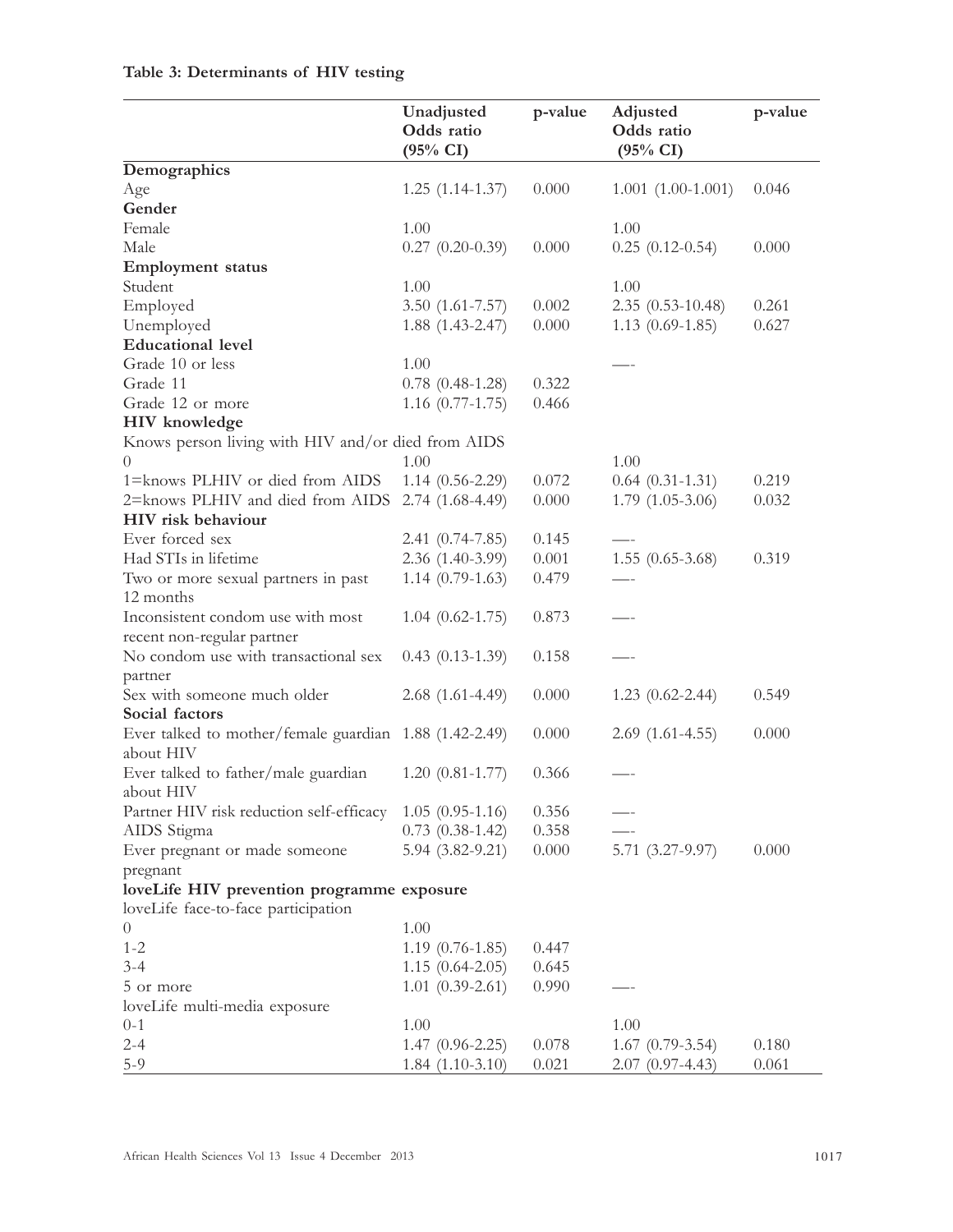**Table 3: Determinants of HIV testing**

| | Unadjusted Odds ratio (95% CI) | p-value | Adjusted Odds ratio (95% CI) | p-value |
|---|---|---|---|---|
| **Demographics** | | | | |
| Age | 1.25 (1.14-1.37) | 0.000 | 1.001 (1.00-1.001) | 0.046 |
| **Gender** | | | | |
| Female | 1.00 | | 1.00 | |
| Male | 0.27 (0.20-0.39) | 0.000 | 0.25 (0.12-0.54) | 0.000 |
| **Employment status** | | | | |
| Student | 1.00 | | 1.00 | |
| Employed | 3.50 (1.61-7.57) | 0.002 | 2.35 (0.53-10.48) | 0.261 |
| Unemployed | 1.88 (1.43-2.47) | 0.000 | 1.13 (0.69-1.85) | 0.627 |
| **Educational level** | | | | |
| Grade 10 or less | 1.00 | | —- | |
| Grade 11 | 0.78 (0.48-1.28) | 0.322 | | |
| Grade 12 or more | 1.16 (0.77-1.75) | 0.466 | | |
| **HIV knowledge** | | | | |
| Knows person living with HIV and/or died from AIDS | | | | |
| 0 | 1.00 | | 1.00 | |
| 1=knows PLHIV or died from AIDS | 1.14 (0.56-2.29) | 0.072 | 0.64 (0.31-1.31) | 0.219 |
| 2=knows PLHIV and died from AIDS | 2.74 (1.68-4.49) | 0.000 | 1.79 (1.05-3.06) | 0.032 |
| **HIV risk behaviour** | | | | |
| Ever forced sex | 2.41 (0.74-7.85) | 0.145 | —- | |
| Had STIs in lifetime | 2.36 (1.40-3.99) | 0.001 | 1.55 (0.65-3.68) | 0.319 |
| Two or more sexual partners in past 12 months | 1.14 (0.79-1.63) | 0.479 | —- | |
| Inconsistent condom use with most recent non-regular partner | 1.04 (0.62-1.75) | 0.873 | —- | |
| No condom use with transactional sex partner | 0.43 (0.13-1.39) | 0.158 | —- | |
| Sex with someone much older | 2.68 (1.61-4.49) | 0.000 | 1.23 (0.62-2.44) | 0.549 |
| **Social factors** | | | | |
| Ever talked to mother/female guardian about HIV | 1.88 (1.42-2.49) | 0.000 | 2.69 (1.61-4.55) | 0.000 |
| Ever talked to father/male guardian about HIV | 1.20 (0.81-1.77) | 0.366 | —- | |
| Partner HIV risk reduction self-efficacy | 1.05 (0.95-1.16) | 0.356 | —- | |
| AIDS Stigma | 0.73 (0.38-1.42) | 0.358 | —- | |
| Ever pregnant or made someone pregnant | 5.94 (3.82-9.21) | 0.000 | 5.71 (3.27-9.97) | 0.000 |
| **loveLife HIV prevention programme exposure** | | | | |
| loveLife face-to-face participation | | | | |
| 0 | 1.00 | | | |
| 1-2 | 1.19 (0.76-1.85) | 0.447 | | |
| 3-4 | 1.15 (0.64-2.05) | 0.645 | | |
| 5 or more | 1.01 (0.39-2.61) | 0.990 | —- | |
| loveLife multi-media exposure | | | | |
| 0-1 | 1.00 | | 1.00 | |
| 2-4 | 1.47 (0.96-2.25) | 0.078 | 1.67 (0.79-3.54) | 0.180 |
| 5-9 | 1.84 (1.10-3.10) | 0.021 | 2.07 (0.97-4.43) | 0.061 |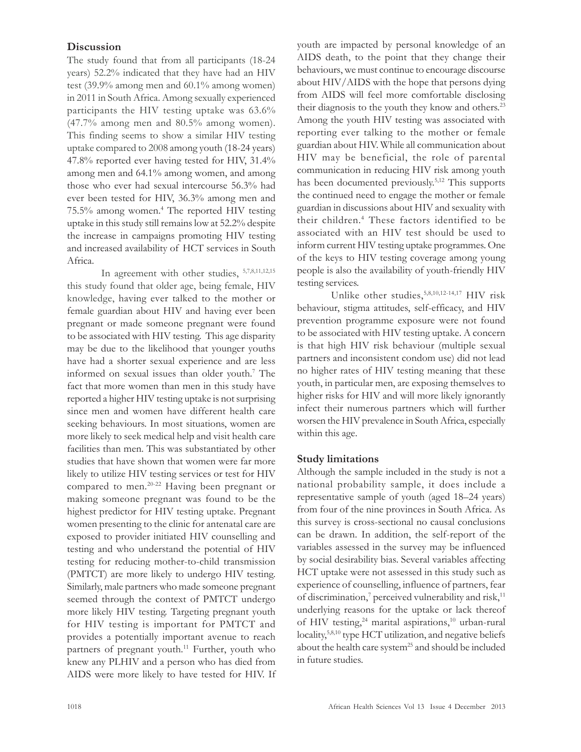## Discussion

The study found that from all participants (18-24 years) 52.2% indicated that they have had an HIV test (39.9% among men and 60.1% among women) in 2011 in South Africa. Among sexually experienced participants the HIV testing uptake was 63.6% (47.7% among men and 80.5% among women). This finding seems to show a similar HIV testing uptake compared to 2008 among youth (18-24 years) 47.8% reported ever having tested for HIV, 31.4% among men and 64.1% among women, and among those who ever had sexual intercourse 56.3% had ever been tested for HIV, 36.3% among men and 75.5% among women.[4] The reported HIV testing uptake in this study still remains low at 52.2% despite the increase in campaigns promoting HIV testing and increased availability of HCT services in South Africa.

In agreement with other studies, [5,7,8,11,12,15] this study found that older age, being female, HIV knowledge, having ever talked to the mother or female guardian about HIV and having ever been pregnant or made someone pregnant were found to be associated with HIV testing. This age disparity may be due to the likelihood that younger youths have had a shorter sexual experience and are less informed on sexual issues than older youth.[7] The fact that more women than men in this study have reported a higher HIV testing uptake is not surprising since men and women have different health care seeking behaviours. In most situations, women are more likely to seek medical help and visit health care facilities than men. This was substantiated by other studies that have shown that women were far more likely to utilize HIV testing services or test for HIV compared to men.[20-22] Having been pregnant or making someone pregnant was found to be the highest predictor for HIV testing uptake. Pregnant women presenting to the clinic for antenatal care are exposed to provider initiated HIV counselling and testing and who understand the potential of HIV testing for reducing mother-to-child transmission (PMTCT) are more likely to undergo HIV testing. Similarly, male partners who made someone pregnant seemed through the context of PMTCT undergo more likely HIV testing. Targeting pregnant youth for HIV testing is important for PMTCT and provides a potentially important avenue to reach partners of pregnant youth.[11] Further, youth who knew any PLHIV and a person who has died from AIDS were more likely to have tested for HIV. If youth are impacted by personal knowledge of an AIDS death, to the point that they change their behaviours, we must continue to encourage discourse about HIV/AIDS with the hope that persons dying from AIDS will feel more comfortable disclosing their diagnosis to the youth they know and others.[23] Among the youth HIV testing was associated with reporting ever talking to the mother or female guardian about HIV. While all communication about HIV may be beneficial, the role of parental communication in reducing HIV risk among youth has been documented previously.[5,12] This supports the continued need to engage the mother or female guardian in discussions about HIV and sexuality with their children.[4] These factors identified to be associated with an HIV test should be used to inform current HIV testing uptake programmes. One of the keys to HIV testing coverage among young people is also the availability of youth-friendly HIV testing services.

Unlike other studies,[5,8,10,12-14,17] HIV risk behaviour, stigma attitudes, self-efficacy, and HIV prevention programme exposure were not found to be associated with HIV testing uptake. A concern is that high HIV risk behaviour (multiple sexual partners and inconsistent condom use) did not lead no higher rates of HIV testing meaning that these youth, in particular men, are exposing themselves to higher risks for HIV and will more likely ignorantly infect their numerous partners which will further worsen the HIV prevalence in South Africa, especially within this age.

## Study limitations

Although the sample included in the study is not a national probability sample, it does include a representative sample of youth (aged 18–24 years) from four of the nine provinces in South Africa. As this survey is cross-sectional no causal conclusions can be drawn. In addition, the self-report of the variables assessed in the survey may be influenced by social desirability bias. Several variables affecting HCT uptake were not assessed in this study such as experience of counselling, influence of partners, fear of discrimination,[7] perceived vulnerability and risk,[11] underlying reasons for the uptake or lack thereof of HIV testing,[24] marital aspirations,[10] urban-rural locality,[5,8,10] type HCT utilization, and negative beliefs about the health care system[25] and should be included in future studies.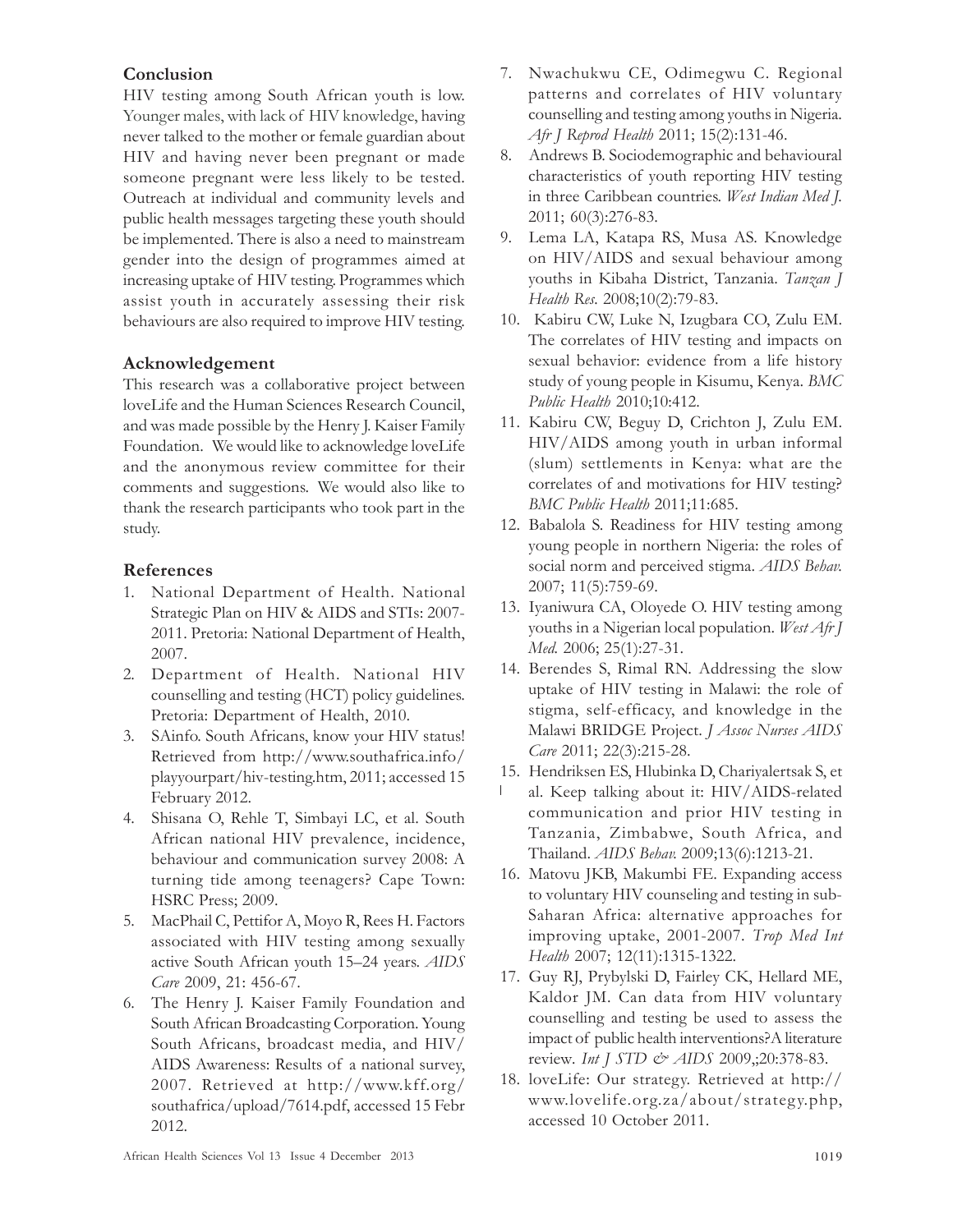## Conclusion

HIV testing among South African youth is low. Younger males, with lack of HIV knowledge, having never talked to the mother or female guardian about HIV and having never been pregnant or made someone pregnant were less likely to be tested. Outreach at individual and community levels and public health messages targeting these youth should be implemented. There is also a need to mainstream gender into the design of programmes aimed at increasing uptake of HIV testing. Programmes which assist youth in accurately assessing their risk behaviours are also required to improve HIV testing.

## Acknowledgement

This research was a collaborative project between loveLife and the Human Sciences Research Council, and was made possible by the Henry J. Kaiser Family Foundation. We would like to acknowledge loveLife and the anonymous review committee for their comments and suggestions. We would also like to thank the research participants who took part in the study.

## References

1. National Department of Health. National Strategic Plan on HIV & AIDS and STIs: 2007-2011. Pretoria: National Department of Health, 2007.
2. Department of Health. National HIV counselling and testing (HCT) policy guidelines. Pretoria: Department of Health, 2010.
3. SAinfo. South Africans, know your HIV status! Retrieved from http://www.southafrica.info/playyourpart/hiv-testing.htm, 2011; accessed 15 February 2012.
4. Shisana O, Rehle T, Simbayi LC, et al. South African national HIV prevalence, incidence, behaviour and communication survey 2008: A turning tide among teenagers? Cape Town: HSRC Press; 2009.
5. MacPhail C, Pettifor A, Moyo R, Rees H. Factors associated with HIV testing among sexually active South African youth 15–24 years. *AIDS Care* 2009, 21: 456-67.
6. The Henry J. Kaiser Family Foundation and South African Broadcasting Corporation. Young South Africans, broadcast media, and HIV/AIDS Awareness: Results of a national survey, 2007. Retrieved at http://www.kff.org/southafrica/upload/7614.pdf, accessed 15 Febr 2012.
7. Nwachukwu CE, Odimegwu C. Regional patterns and correlates of HIV voluntary counselling and testing among youths in Nigeria. *Afr J Reprod Health* 2011; 15(2):131-46.
8. Andrews B. Sociodemographic and behavioural characteristics of youth reporting HIV testing in three Caribbean countries. *West Indian Med J.* 2011; 60(3):276-83.
9. Lema LA, Katapa RS, Musa AS. Knowledge on HIV/AIDS and sexual behaviour among youths in Kibaha District, Tanzania. *Tanzan J Health Res.* 2008;10(2):79-83.
10. Kabiru CW, Luke N, Izugbara CO, Zulu EM. The correlates of HIV testing and impacts on sexual behavior: evidence from a life history study of young people in Kisumu, Kenya. *BMC Public Health* 2010;10:412.
11. Kabiru CW, Beguy D, Crichton J, Zulu EM. HIV/AIDS among youth in urban informal (slum) settlements in Kenya: what are the correlates of and motivations for HIV testing? *BMC Public Health* 2011;11:685.
12. Babalola S. Readiness for HIV testing among young people in northern Nigeria: the roles of social norm and perceived stigma. *AIDS Behav.* 2007; 11(5):759-69.
13. Iyaniwura CA, Oloyede O. HIV testing among youths in a Nigerian local population. *West Afr J Med.* 2006; 25(1):27-31.
14. Berendes S, Rimal RN. Addressing the slow uptake of HIV testing in Malawi: the role of stigma, self-efficacy, and knowledge in the Malawi BRIDGE Project. *J Assoc Nurses AIDS Care* 2011; 22(3):215-28.
15. Hendriksen ES, Hlubinka D, Chariyalertsak S, et al. Keep talking about it: HIV/AIDS-related communication and prior HIV testing in Tanzania, Zimbabwe, South Africa, and Thailand. *AIDS Behav.* 2009;13(6):1213-21.
16. Matovu JKB, Makumbi FE. Expanding access to voluntary HIV counseling and testing in sub-Saharan Africa: alternative approaches for improving uptake, 2001-2007. *Trop Med Int Health* 2007; 12(11):1315-1322.
17. Guy RJ, Prybylski D, Fairley CK, Hellard ME, Kaldor JM. Can data from HIV voluntary counselling and testing be used to assess the impact of public health interventions?A literature review. *Int J STD & AIDS* 2009,;20:378-83.
18. loveLife: Our strategy. Retrieved at http://www.lovelife.org.za/about/strategy.php, accessed 10 October 2011.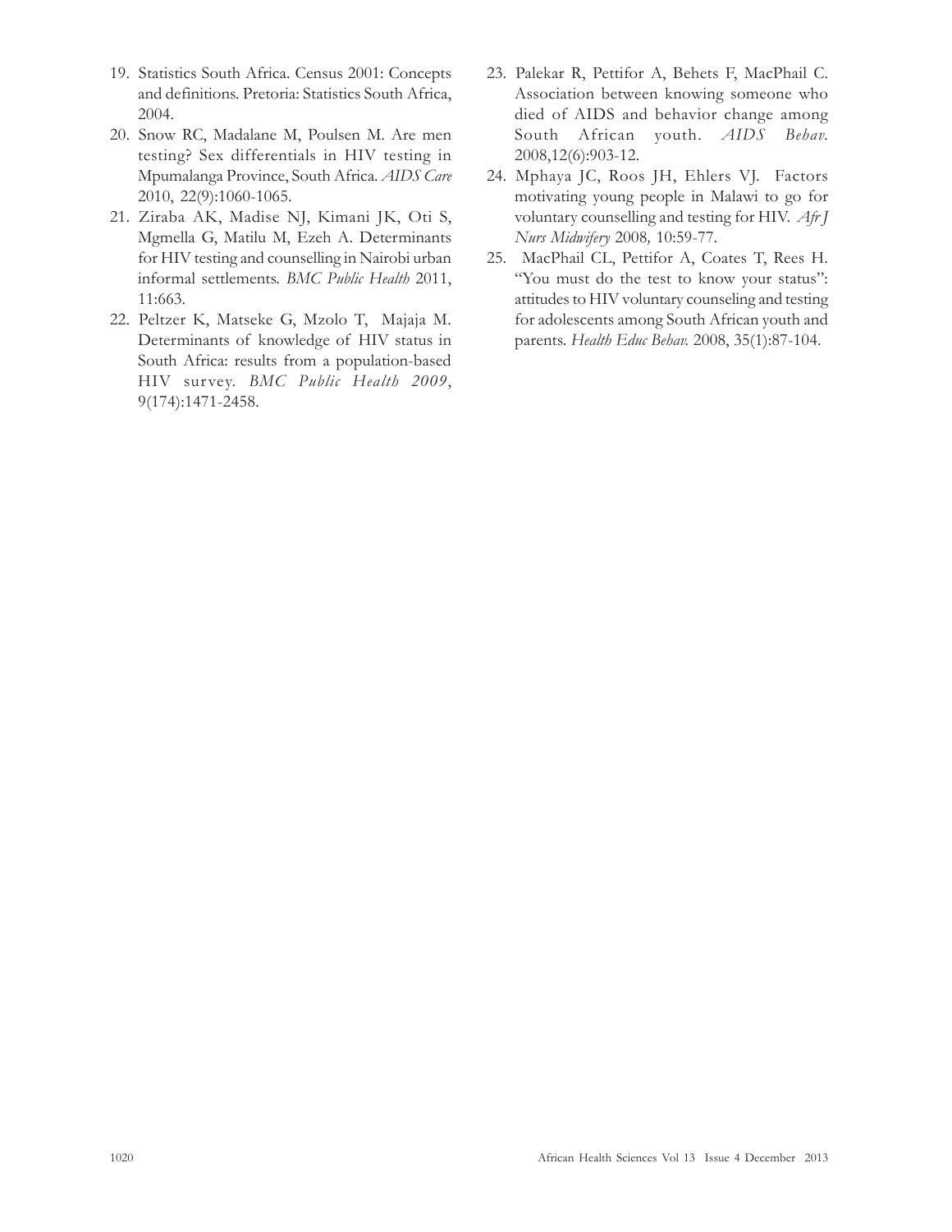19. Statistics South Africa. Census 2001: Concepts and definitions. Pretoria: Statistics South Africa, 2004.
20. Snow RC, Madalane M, Poulsen M. Are men testing? Sex differentials in HIV testing in Mpumalanga Province, South Africa. *AIDS Care* 2010, 22(9):1060-1065.
21. Ziraba AK, Madise NJ, Kimani JK, Oti S, Mgmella G, Matilu M, Ezeh A. Determinants for HIV testing and counselling in Nairobi urban informal settlements. *BMC Public Health* 2011, 11:663.
22. Peltzer K, Matseke G, Mzolo T, Majaja M. Determinants of knowledge of HIV status in South Africa: results from a population-based HIV survey. *BMC Public Health 2009*, 9(174):1471-2458.
23. Palekar R, Pettifor A, Behets F, MacPhail C. Association between knowing someone who died of AIDS and behavior change among South African youth. *AIDS Behav.* 2008,12(6):903-12.
24. Mphaya JC, Roos JH, Ehlers VJ. Factors motivating young people in Malawi to go for voluntary counselling and testing for HIV. *Afr J Nurs Midwifery* 2008*,* 10:59-77.
25. MacPhail CL, Pettifor A, Coates T, Rees H. "You must do the test to know your status": attitudes to HIV voluntary counseling and testing for adolescents among South African youth and parents. *Health Educ Behav.* 2008, 35(1):87-104.